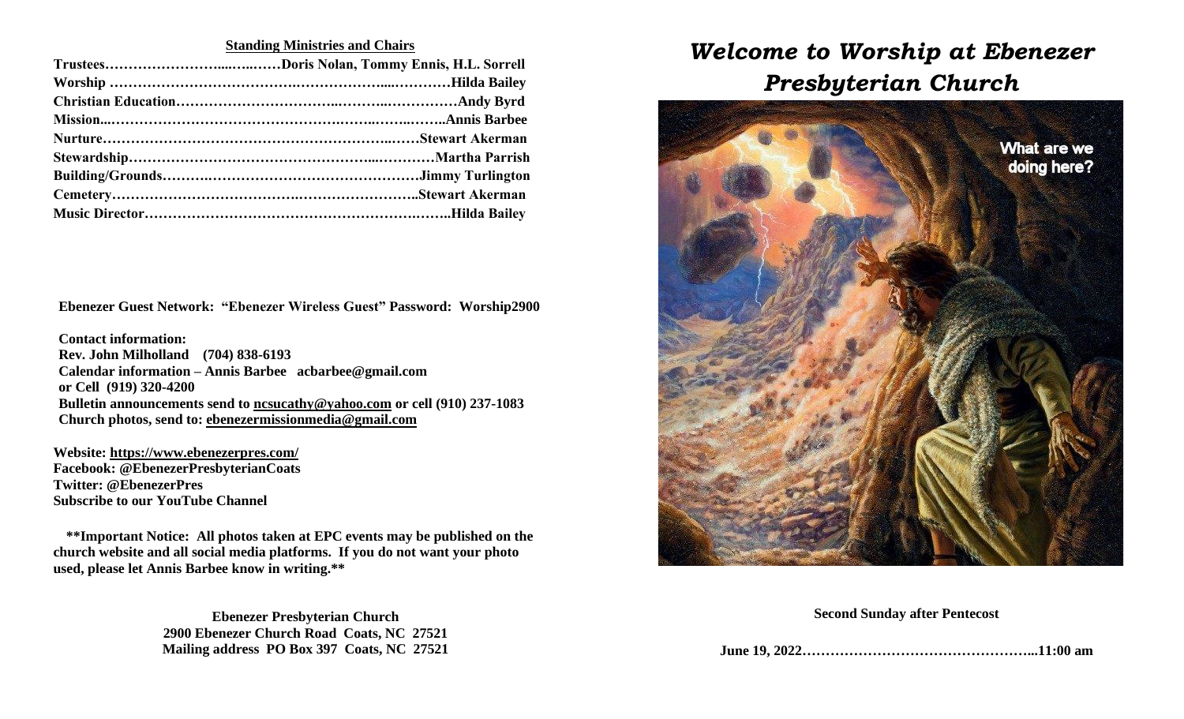**Standing Ministries and Chairs**

**Trustees……………………....…..……Doris Nolan, Tommy Ennis, H.L. Sorrell**
**Worship ………………………………….……………....…………Hilda Bailey**
**Christian Education…………………………..………..……………Andy Byrd**
**Mission...…………………………………………….……..……..…..Annis Barbee**
**Nurture……………………………………………………..……Stewart Akerman**
**Stewardship………………………………………………....…………Martha Parrish**
**Building/Grounds……….…………………………………………Jimmy Turlington**
**Cemetery…………………………………..……………………..Stewart Akerman**
**Music Director…………………………………………………….…..Hilda Bailey**

**Ebenezer Guest Network: "Ebenezer Wireless Guest" Password: Worship2900**

**Contact information:**
**Rev. John Milholland (704) 838-6193**
**Calendar information – Annis Barbee acbarbee@gmail.com**
**or Cell (919) 320-4200**
**Bulletin announcements send to ncsucathy@yahoo.com or cell (910) 237-1083**
**Church photos, send to: ebenezermissionmedia@gmail.com**

**Website: https://www.ebenezerpres.com/**
**Facebook: @EbenezerPresbyterianCoats**
**Twitter: @EbenezerPres**
**Subscribe to our YouTube Channel**

**\*\*Important Notice: All photos taken at EPC events may be published on the church website and all social media platforms. If you do not want your photo used, please let Annis Barbee know in writing.\*\***

**Ebenezer Presbyterian Church**
**2900 Ebenezer Church Road Coats, NC 27521**
**Mailing address PO Box 397 Coats, NC 27521**

# *Welcome to Worship at Ebenezer Presbyterian Church*

What are we doing here?

**Second Sunday after Pentecost**

**June 19, 2022…………………………………………...11:00 am**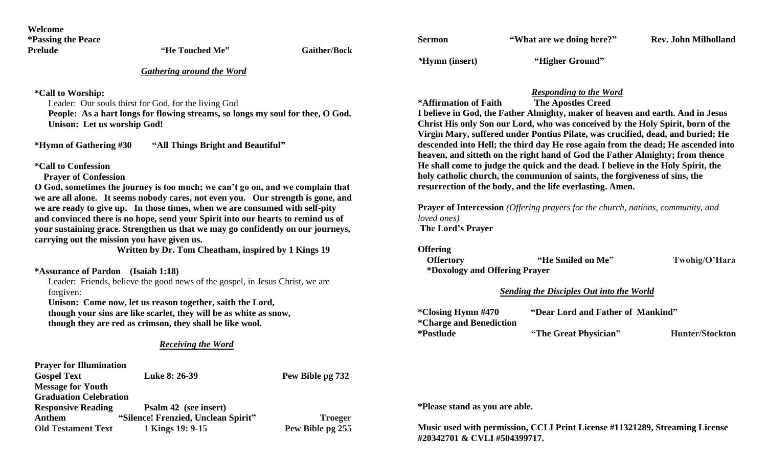**Welcome**
**\*Passing the Peace**
**Prelude** **"He Touched Me"** **Gaither/Bock**

***Gathering around the Word***

**\*Call to Worship:**
Leader: Our souls thirst for God, for the living God
**People: As a hart longs for flowing streams, so longs my soul for thee, O God.**
**Unison: Let us worship God!**

**\*Hymn of Gathering #30** **"All Things Bright and Beautiful"**

**\*Call to Confession**
**Prayer of Confession**
**O God, sometimes the journey is too much; we can't go on, and we complain that we are all alone. It seems nobody cares, not even you. Our strength is gone, and we are ready to give up. In those times, when we are consumed with self-pity and convinced there is no hope, send your Spirit into our hearts to remind us of your sustaining grace. Strengthen us that we may go confidently on our journeys, carrying out the mission you have given us.**
**Written by Dr. Tom Cheatham, inspired by 1 Kings 19**

**\*Assurance of Pardon (Isaiah 1:18)**
Leader: Friends, believe the good news of the gospel, in Jesus Christ, we are forgiven:
**Unison: Come now, let us reason together, saith the Lord,**
**though your sins are like scarlet, they will be as white as snow,**
**though they are red as crimson, they shall be like wool.**

***Receiving the Word***

**Prayer for Illumination**
**Gospel Text** **Luke 8: 26-39** **Pew Bible pg 732**
**Message for Youth**
**Graduation Celebration**
**Responsive Reading** **Psalm 42 (see insert)**
**Anthem** **"Silence! Frenzied, Unclean Spirit"** **Troeger**
**Old Testament Text** **1 Kings 19: 9-15** **Pew Bible pg 255**

**Sermon** **"What are we doing here?"** **Rev. John Milholland**

**\*Hymn (insert)** **"Higher Ground"**

***Responding to the Word***

**\*Affirmation of Faith** **The Apostles Creed**
**I believe in God, the Father Almighty, maker of heaven and earth. And in Jesus Christ His only Son our Lord, who was conceived by the Holy Spirit, born of the Virgin Mary, suffered under Pontius Pilate, was crucified, dead, and buried; He descended into Hell; the third day He rose again from the dead; He ascended into heaven, and sitteth on the right hand of God the Father Almighty; from thence He shall come to judge the quick and the dead. I believe in the Holy Spirit, the holy catholic church, the communion of saints, the forgiveness of sins, the resurrection of the body, and the life everlasting. Amen.**

**Prayer of Intercession** *(Offering prayers for the church, nations, community, and loved ones)*
**The Lord's Prayer**

**Offering**
**Offertory** **"He Smiled on Me"** **Twohig/O'Hara**
**\*Doxology and Offering Prayer**

***Sending the Disciples Out into the World***

**\*Closing Hymn #470** **"Dear Lord and Father of Mankind"**
**\*Charge and Benediction**
**\*Postlude** **"The Great Physician"** **Hunter/Stockton**

**\*Please stand as you are able.**

**Music used with permission, CCLI Print License #11321289, Streaming License #20342701 & CVLI #504399717.**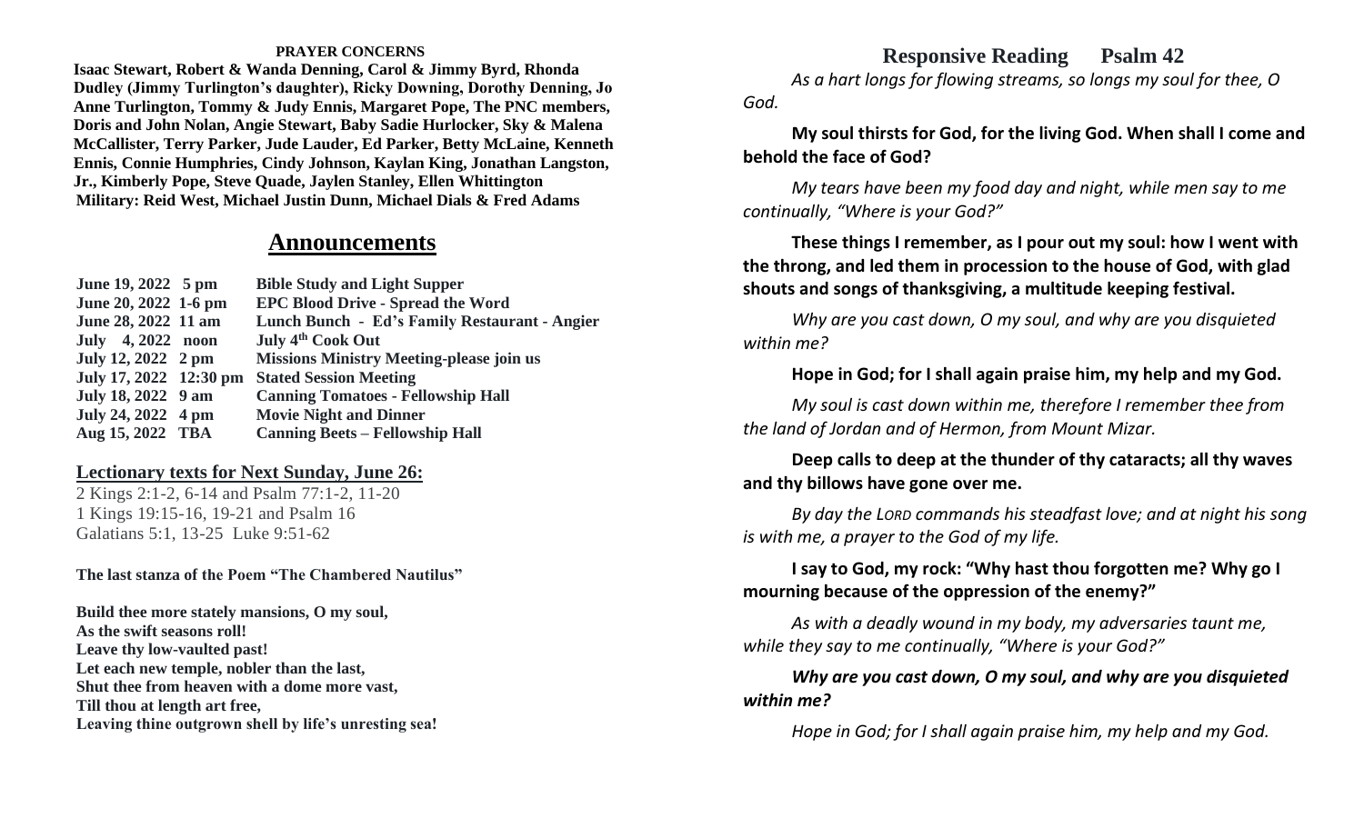**PRAYER CONCERNS**

**Isaac Stewart, Robert & Wanda Denning, Carol & Jimmy Byrd, Rhonda Dudley (Jimmy Turlington's daughter), Ricky Downing, Dorothy Denning, Jo Anne Turlington, Tommy & Judy Ennis, Margaret Pope, The PNC members, Doris and John Nolan, Angie Stewart, Baby Sadie Hurlocker, Sky & Malena McCallister, Terry Parker, Jude Lauder, Ed Parker, Betty McLaine, Kenneth Ennis, Connie Humphries, Cindy Johnson, Kaylan King, Jonathan Langston, Jr., Kimberly Pope, Steve Quade, Jaylen Stanley, Ellen Whittington**
**Military: Reid West, Michael Justin Dunn, Michael Dials & Fred Adams**

## Announcements

| | |
|---|---|
| **June 19, 2022 5 pm** | **Bible Study and Light Supper** |
| **June 20, 2022 1-6 pm** | **EPC Blood Drive - Spread the Word** |
| **June 28, 2022 11 am** | **Lunch Bunch - Ed's Family Restaurant - Angier** |
| **July 4, 2022 noon** | **July 4th Cook Out** |
| **July 12, 2022 2 pm** | **Missions Ministry Meeting-please join us** |
| **July 17, 2022 12:30 pm** | **Stated Session Meeting** |
| **July 18, 2022 9 am** | **Canning Tomatoes - Fellowship Hall** |
| **July 24, 2022 4 pm** | **Movie Night and Dinner** |
| **Aug 15, 2022 TBA** | **Canning Beets – Fellowship Hall** |

### Lectionary texts for Next Sunday, June 26:

2 Kings 2:1-2, 6-14 and Psalm 77:1-2, 11-20
1 Kings 19:15-16, 19-21 and Psalm 16
Galatians 5:1, 13-25 Luke 9:51-62

**The last stanza of the Poem "The Chambered Nautilus"**

**Build thee more stately mansions, O my soul,**
**As the swift seasons roll!**
**Leave thy low-vaulted past!**
**Let each new temple, nobler than the last,**
**Shut thee from heaven with a dome more vast,**
**Till thou at length art free,**
**Leaving thine outgrown shell by life's unresting sea!**

## Responsive Reading Psalm 42

*As a hart longs for flowing streams, so longs my soul for thee, O God.*

**My soul thirsts for God, for the living God. When shall I come and behold the face of God?**

*My tears have been my food day and night, while men say to me continually, "Where is your God?"*

**These things I remember, as I pour out my soul: how I went with the throng, and led them in procession to the house of God, with glad shouts and songs of thanksgiving, a multitude keeping festival.**

*Why are you cast down, O my soul, and why are you disquieted within me?*

**Hope in God; for I shall again praise him, my help and my God.**

*My soul is cast down within me, therefore I remember thee from the land of Jordan and of Hermon, from Mount Mizar.*

**Deep calls to deep at the thunder of thy cataracts; all thy waves and thy billows have gone over me.**

*By day the LORD commands his steadfast love; and at night his song is with me, a prayer to the God of my life.*

**I say to God, my rock: "Why hast thou forgotten me? Why go I mourning because of the oppression of the enemy?"**

*As with a deadly wound in my body, my adversaries taunt me, while they say to me continually, "Where is your God?"*

***Why are you cast down, O my soul, and why are you disquieted within me?***

*Hope in God; for I shall again praise him, my help and my God.*